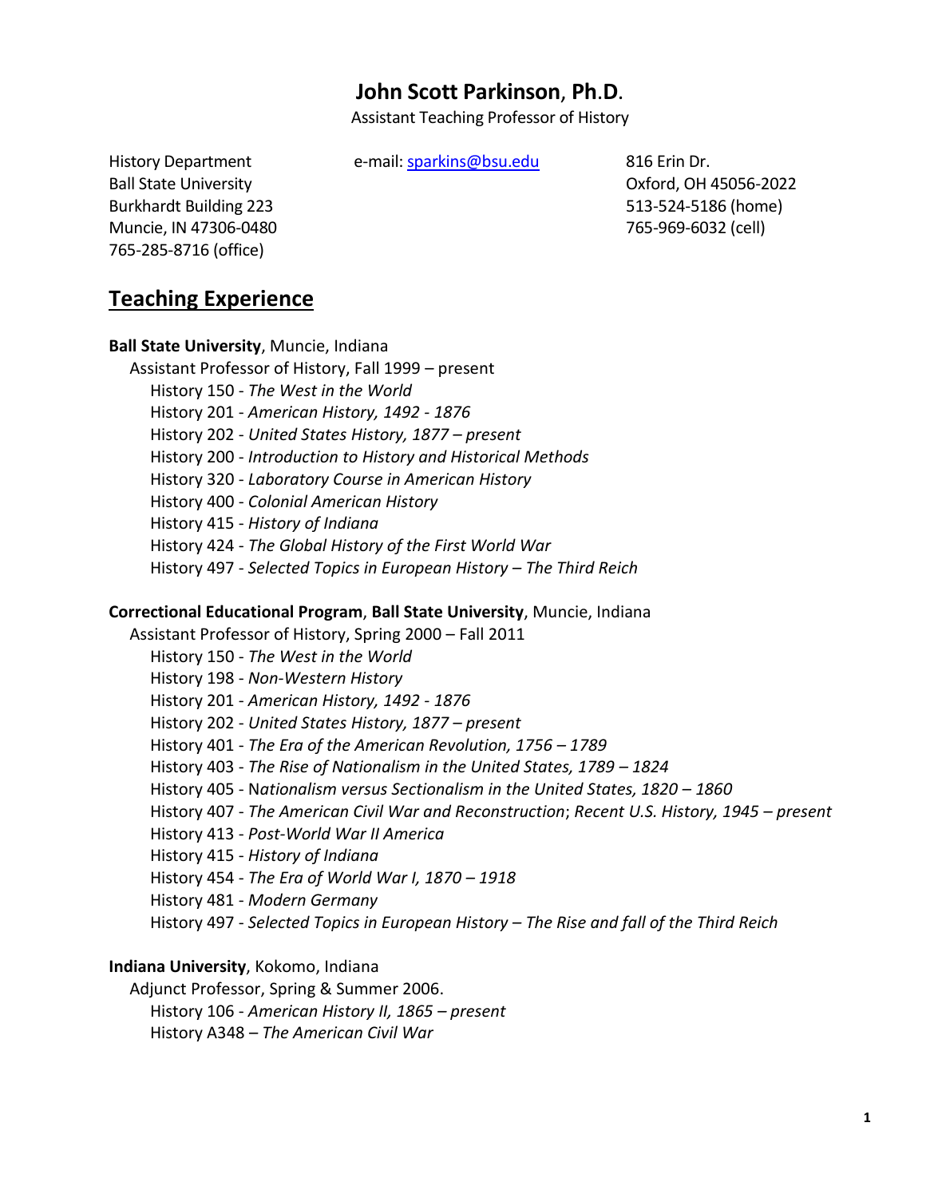# John Scott Parkinson, Ph.D.

Assistant Teaching Professor of History

History Department
Ball State University
Burkhardt Building 223
Muncie, IN 47306-0480
765-285-8716 (office)

e-mail: [sparkins@bsu.edu](mailto:sparkins@bsu.edu)

816 Erin Dr.
Oxford, OH 45056-2022
513-524-5186 (home)
765-969-6032 (cell)

## Teaching Experience

**Ball State University**, Muncie, Indiana

Assistant Professor of History, Fall 1999 – present

- History 150 - *The West in the World*
- History 201 - *American History, 1492 - 1876*
- History 202 - *United States History, 1877 – present*
- History 200 - *Introduction to History and Historical Methods*
- History 320 - *Laboratory Course in American History*
- History 400 - *Colonial American History*
- History 415 - *History of Indiana*
- History 424 - *The Global History of the First World War*
- History 497 - *Selected Topics in European History – The Third Reich*

**Correctional Educational Program**, **Ball State University**, Muncie, Indiana

Assistant Professor of History, Spring 2000 – Fall 2011

- History 150 - *The West in the World*
- History 198 - *Non-Western History*
- History 201 - *American History, 1492 - 1876*
- History 202 - *United States History, 1877 – present*
- History 401 - *The Era of the American Revolution, 1756 – 1789*
- History 403 - *The Rise of Nationalism in the United States, 1789 – 1824*
- History 405 - *Nationalism versus Sectionalism in the United States, 1820 – 1860*
- History 407 - *The American Civil War and Reconstruction*; *Recent U.S. History, 1945 – present*
- History 413 - *Post-World War II America*
- History 415 - *History of Indiana*
- History 454 - *The Era of World War I, 1870 – 1918*
- History 481 - *Modern Germany*
- History 497 - *Selected Topics in European History – The Rise and fall of the Third Reich*

**Indiana University**, Kokomo, Indiana

Adjunct Professor, Spring & Summer 2006.

- History 106 - *American History II, 1865 – present*
- History A348 – *The American Civil War*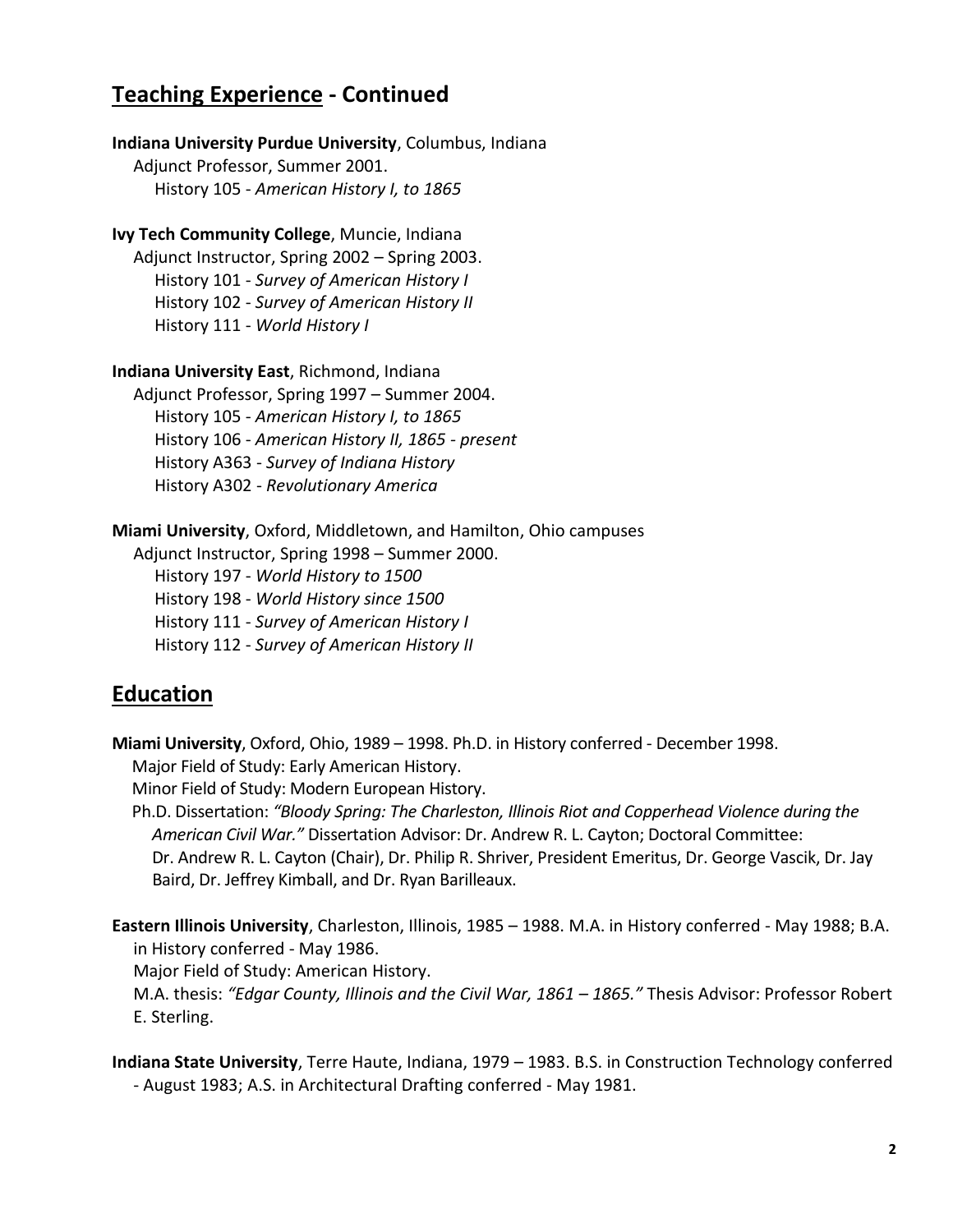## **Teaching Experience** - Continued

**Indiana University Purdue University**, Columbus, Indiana
Adjunct Professor, Summer 2001.
History 105 - *American History I, to 1865*

**Ivy Tech Community College**, Muncie, Indiana
Adjunct Instructor, Spring 2002 – Spring 2003.
History 101 - *Survey of American History I*
History 102 - *Survey of American History II*
History 111 - *World History I*

**Indiana University East**, Richmond, Indiana
Adjunct Professor, Spring 1997 – Summer 2004.
History 105 - *American History I, to 1865*
History 106 - *American History II, 1865 - present*
History A363 - *Survey of Indiana History*
History A302 - *Revolutionary America*

**Miami University**, Oxford, Middletown, and Hamilton, Ohio campuses
Adjunct Instructor, Spring 1998 – Summer 2000.
History 197 - *World History to 1500*
History 198 - *World History since 1500*
History 111 - *Survey of American History I*
History 112 - *Survey of American History II*

## **Education**

**Miami University**, Oxford, Ohio, 1989 – 1998. Ph.D. in History conferred - December 1998.
Major Field of Study: Early American History.
Minor Field of Study: Modern European History.
Ph.D. Dissertation: *"Bloody Spring: The Charleston, Illinois Riot and Copperhead Violence during the American Civil War."* Dissertation Advisor: Dr. Andrew R. L. Cayton; Doctoral Committee: Dr. Andrew R. L. Cayton (Chair), Dr. Philip R. Shriver, President Emeritus, Dr. George Vascik, Dr. Jay Baird, Dr. Jeffrey Kimball, and Dr. Ryan Barilleaux.

**Eastern Illinois University**, Charleston, Illinois, 1985 – 1988. M.A. in History conferred - May 1988; B.A. in History conferred - May 1986.
Major Field of Study: American History.
M.A. thesis: *"Edgar County, Illinois and the Civil War, 1861 – 1865."* Thesis Advisor: Professor Robert E. Sterling.

**Indiana State University**, Terre Haute, Indiana, 1979 – 1983. B.S. in Construction Technology conferred - August 1983; A.S. in Architectural Drafting conferred - May 1981.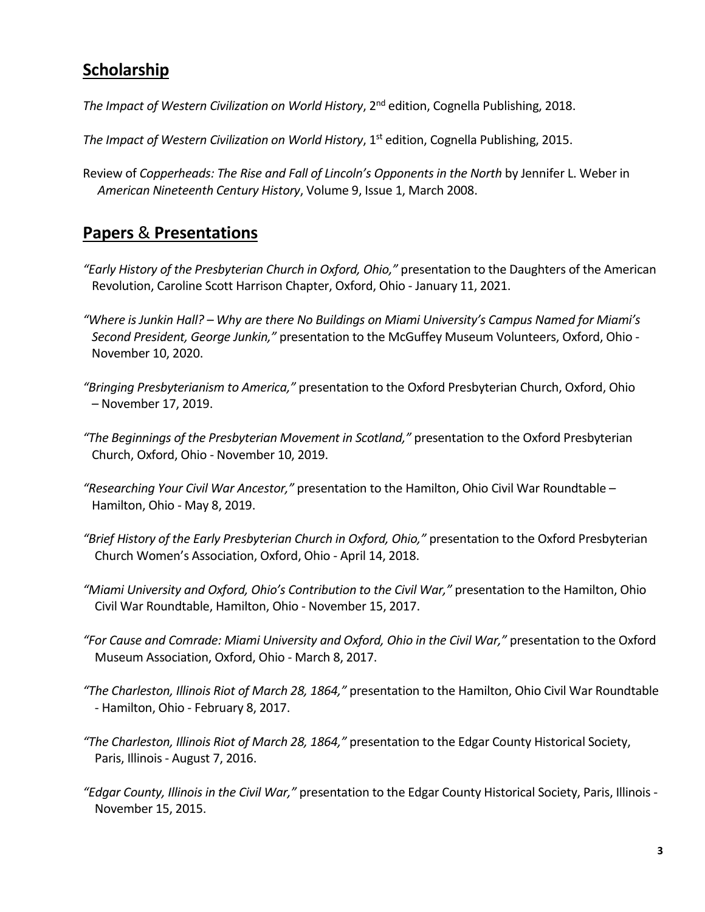## **Scholarship**

*The Impact of Western Civilization on World History*, 2nd edition, Cognella Publishing, 2018.

*The Impact of Western Civilization on World History*, 1st edition, Cognella Publishing, 2015.

Review of *Copperheads: The Rise and Fall of Lincoln's Opponents in the North* by Jennifer L. Weber in *American Nineteenth Century History*, Volume 9, Issue 1, March 2008.

## **Papers** & **Presentations**

*"Early History of the Presbyterian Church in Oxford, Ohio,"* presentation to the Daughters of the American Revolution, Caroline Scott Harrison Chapter, Oxford, Ohio - January 11, 2021.

*"Where is Junkin Hall? – Why are there No Buildings on Miami University's Campus Named for Miami's Second President, George Junkin,"* presentation to the McGuffey Museum Volunteers, Oxford, Ohio - November 10, 2020.

*"Bringing Presbyterianism to America,"* presentation to the Oxford Presbyterian Church, Oxford, Ohio – November 17, 2019.

*"The Beginnings of the Presbyterian Movement in Scotland,"* presentation to the Oxford Presbyterian Church, Oxford, Ohio - November 10, 2019.

*"Researching Your Civil War Ancestor,"* presentation to the Hamilton, Ohio Civil War Roundtable – Hamilton, Ohio - May 8, 2019.

*"Brief History of the Early Presbyterian Church in Oxford, Ohio,"* presentation to the Oxford Presbyterian Church Women's Association, Oxford, Ohio - April 14, 2018.

*"Miami University and Oxford, Ohio's Contribution to the Civil War,"* presentation to the Hamilton, Ohio Civil War Roundtable, Hamilton, Ohio - November 15, 2017.

*"For Cause and Comrade: Miami University and Oxford, Ohio in the Civil War,"* presentation to the Oxford Museum Association, Oxford, Ohio - March 8, 2017.

*"The Charleston, Illinois Riot of March 28, 1864,"* presentation to the Hamilton, Ohio Civil War Roundtable - Hamilton, Ohio - February 8, 2017.

*"The Charleston, Illinois Riot of March 28, 1864,"* presentation to the Edgar County Historical Society, Paris, Illinois - August 7, 2016.

*"Edgar County, Illinois in the Civil War,"* presentation to the Edgar County Historical Society, Paris, Illinois - November 15, 2015.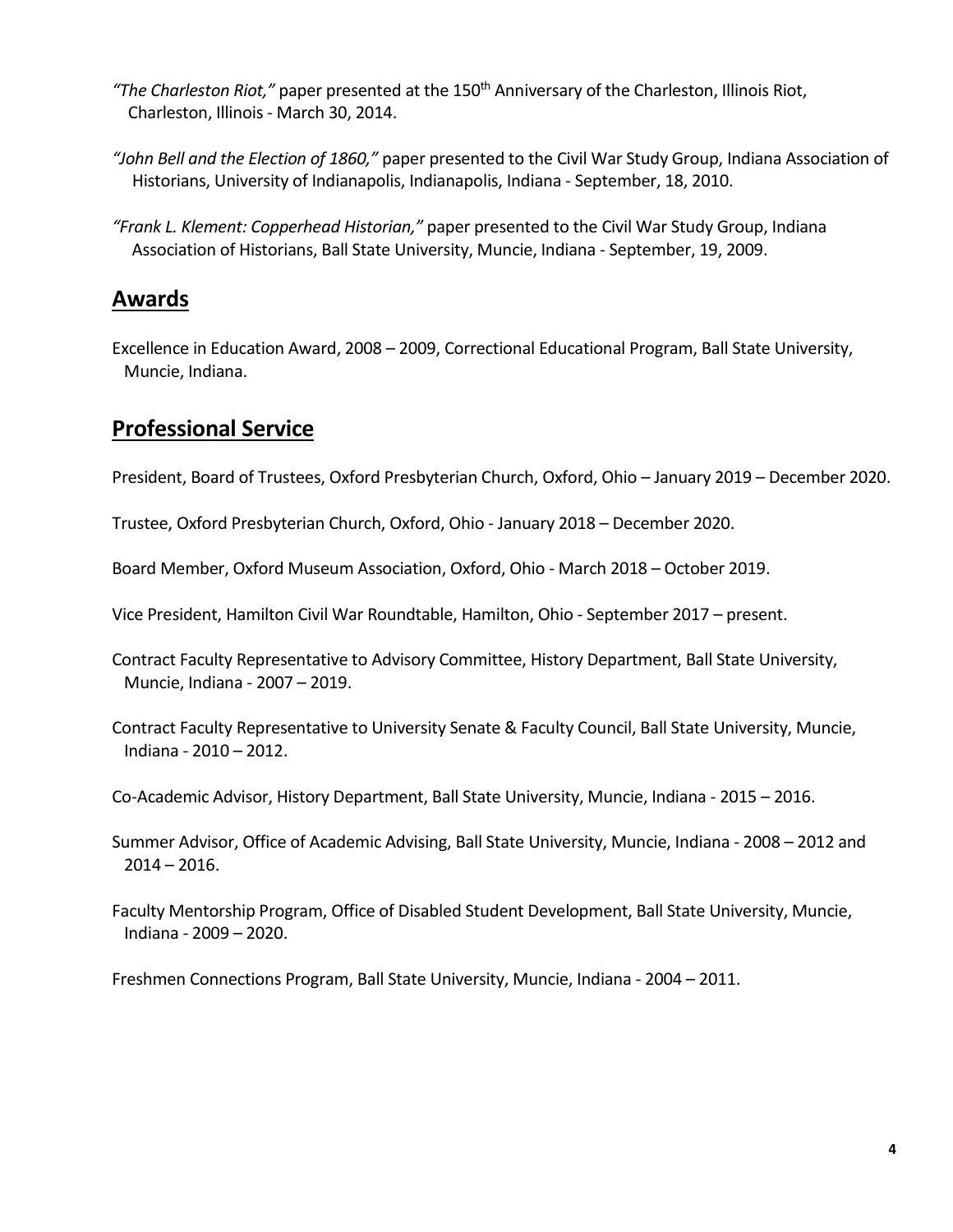*"The Charleston Riot,"* paper presented at the 150th Anniversary of the Charleston, Illinois Riot, Charleston, Illinois - March 30, 2014.

*"John Bell and the Election of 1860,"* paper presented to the Civil War Study Group, Indiana Association of Historians, University of Indianapolis, Indianapolis, Indiana - September, 18, 2010.

*"Frank L. Klement: Copperhead Historian,"* paper presented to the Civil War Study Group, Indiana Association of Historians, Ball State University, Muncie, Indiana - September, 19, 2009.

## Awards

Excellence in Education Award, 2008 – 2009, Correctional Educational Program, Ball State University, Muncie, Indiana.

## Professional Service

President, Board of Trustees, Oxford Presbyterian Church, Oxford, Ohio – January 2019 – December 2020.

Trustee, Oxford Presbyterian Church, Oxford, Ohio - January 2018 – December 2020.

Board Member, Oxford Museum Association, Oxford, Ohio - March 2018 – October 2019.

Vice President, Hamilton Civil War Roundtable, Hamilton, Ohio - September 2017 – present.

Contract Faculty Representative to Advisory Committee, History Department, Ball State University, Muncie, Indiana - 2007 – 2019.

Contract Faculty Representative to University Senate & Faculty Council, Ball State University, Muncie, Indiana - 2010 – 2012.

Co-Academic Advisor, History Department, Ball State University, Muncie, Indiana - 2015 – 2016.

Summer Advisor, Office of Academic Advising, Ball State University, Muncie, Indiana - 2008 – 2012 and 2014 – 2016.

Faculty Mentorship Program, Office of Disabled Student Development, Ball State University, Muncie, Indiana - 2009 – 2020.

Freshmen Connections Program, Ball State University, Muncie, Indiana - 2004 – 2011.